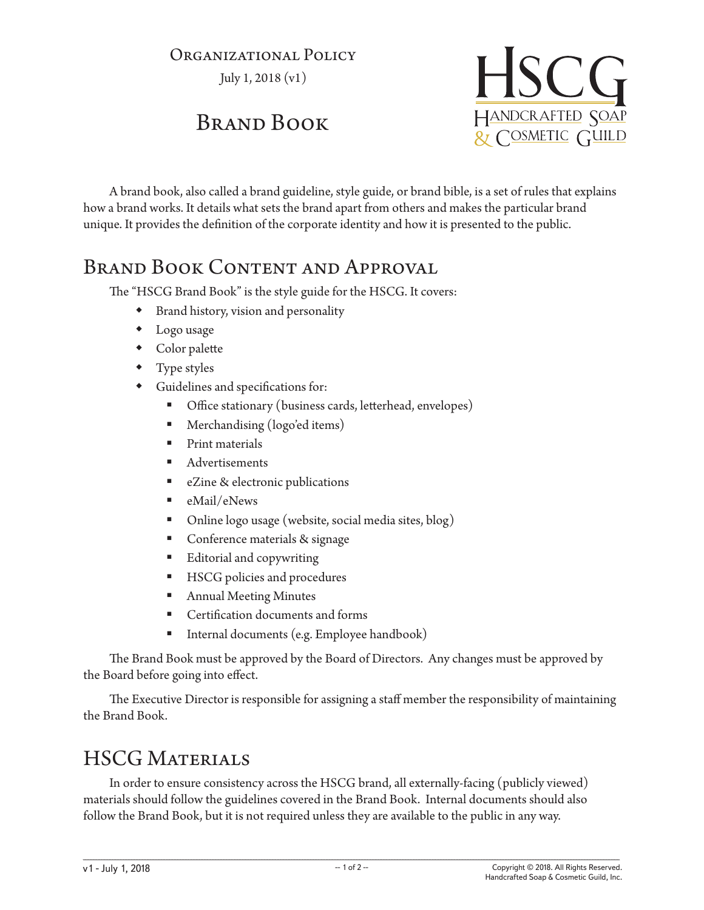Organizational Policy

July 1, 2018 (v1)

# Brand Book

HSCG
Handcrafted Soap & Cosmetic Guild

A brand book, also called a brand guideline, style guide, or brand bible, is a set of rules that explains how a brand works. It details what sets the brand apart from others and makes the particular brand unique. It provides the definition of the corporate identity and how it is presented to the public.

## Brand Book Content and Approval

The "HSCG Brand Book" is the style guide for the HSCG. It covers:

- Brand history, vision and personality
- Logo usage
- Color palette
- Type styles
- Guidelines and specifications for:
  - Office stationary (business cards, letterhead, envelopes)
  - Merchandising (logo'ed items)
  - Print materials
  - Advertisements
  - eZine & electronic publications
  - eMail/eNews
  - Online logo usage (website, social media sites, blog)
  - Conference materials & signage
  - Editorial and copywriting
  - HSCG policies and procedures
  - Annual Meeting Minutes
  - Certification documents and forms
  - Internal documents (e.g. Employee handbook)

The Brand Book must be approved by the Board of Directors. Any changes must be approved by the Board before going into effect.

The Executive Director is responsible for assigning a staff member the responsibility of maintaining the Brand Book.

## HSCG Materials

In order to ensure consistency across the HSCG brand, all externally-facing (publicly viewed) materials should follow the guidelines covered in the Brand Book. Internal documents should also follow the Brand Book, but it is not required unless they are available to the public in any way.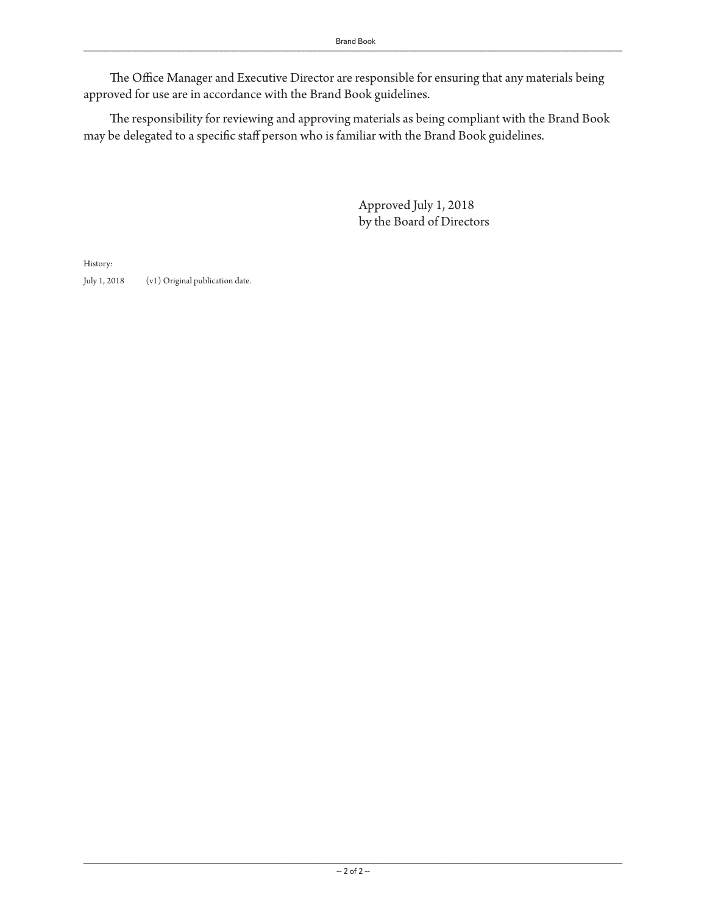The Office Manager and Executive Director are responsible for ensuring that any materials being approved for use are in accordance with the Brand Book guidelines.

The responsibility for reviewing and approving materials as being compliant with the Brand Book may be delegated to a specific staff person who is familiar with the Brand Book guidelines.

Approved July 1, 2018
by the Board of Directors

History:

July 1, 2018 (v1) Original publication date.